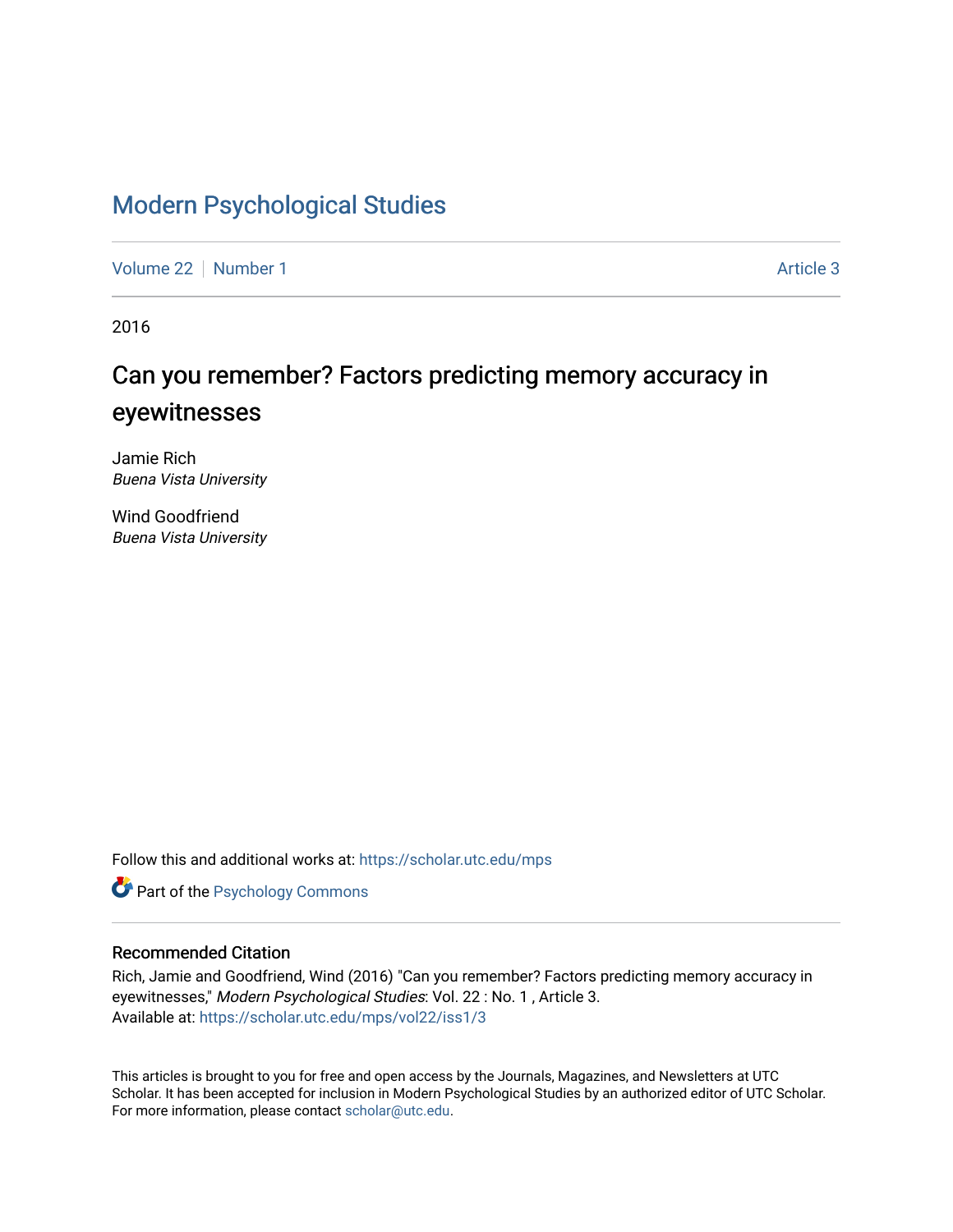# Modern Psychological Studies

Volume 22 | Number 1 | Article 3

2016

## Can you remember? Factors predicting memory accuracy in eyewitnesses

Jamie Rich
*Buena Vista University*

Wind Goodfriend
*Buena Vista University*

Follow this and additional works at: https://scholar.utc.edu/mps

Part of the Psychology Commons

### Recommended Citation

Rich, Jamie and Goodfriend, Wind (2016) "Can you remember? Factors predicting memory accuracy in eyewitnesses," *Modern Psychological Studies*: Vol. 22 : No. 1 , Article 3.
Available at: https://scholar.utc.edu/mps/vol22/iss1/3

This articles is brought to you for free and open access by the Journals, Magazines, and Newsletters at UTC Scholar. It has been accepted for inclusion in Modern Psychological Studies by an authorized editor of UTC Scholar. For more information, please contact scholar@utc.edu.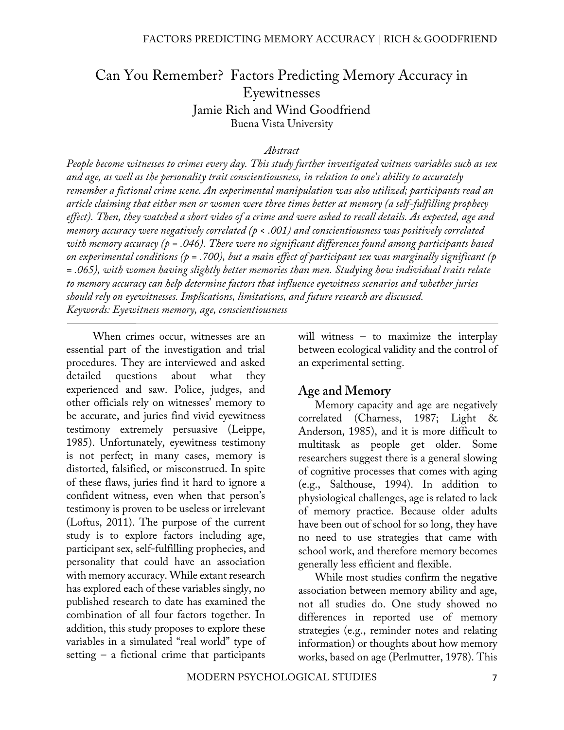# Can You Remember? Factors Predicting Memory Accuracy in Eyewitnesses

Jamie Rich and Wind Goodfriend

Buena Vista University

*Abstract*

*People become witnesses to crimes every day. This study further investigated witness variables such as sex and age, as well as the personality trait conscientiousness, in relation to one's ability to accurately remember a fictional crime scene. An experimental manipulation was also utilized; participants read an article claiming that either men or women were three times better at memory (a self-fulfilling prophecy effect). Then, they watched a short video of a crime and were asked to recall details. As expected, age and memory accuracy were negatively correlated ($p < .001$) and conscientiousness was positively correlated with memory accuracy ($p = .046$). There were no significant differences found among participants based on experimental conditions ($p = .700$), but a main effect of participant sex was marginally significant ($p = .065$), with women having slightly better memories than men. Studying how individual traits relate to memory accuracy can help determine factors that influence eyewitness scenarios and whether juries should rely on eyewitnesses. Implications, limitations, and future research are discussed.*

*Keywords: Eyewitness memory, age, conscientiousness*

When crimes occur, witnesses are an essential part of the investigation and trial procedures. They are interviewed and asked detailed questions about what they experienced and saw. Police, judges, and other officials rely on witnesses' memory to be accurate, and juries find vivid eyewitness testimony extremely persuasive (Leippe, 1985). Unfortunately, eyewitness testimony is not perfect; in many cases, memory is distorted, falsified, or misconstrued. In spite of these flaws, juries find it hard to ignore a confident witness, even when that person's testimony is proven to be useless or irrelevant (Loftus, 2011). The purpose of the current study is to explore factors including age, participant sex, self-fulfilling prophecies, and personality that could have an association with memory accuracy. While extant research has explored each of these variables singly, no published research to date has examined the combination of all four factors together. In addition, this study proposes to explore these variables in a simulated "real world" type of setting – a fictional crime that participants will witness – to maximize the interplay between ecological validity and the control of an experimental setting.

## Age and Memory

Memory capacity and age are negatively correlated (Charness, 1987; Light & Anderson, 1985), and it is more difficult to multitask as people get older. Some researchers suggest there is a general slowing of cognitive processes that comes with aging (e.g., Salthouse, 1994). In addition to physiological challenges, age is related to lack of memory practice. Because older adults have been out of school for so long, they have no need to use strategies that came with school work, and therefore memory becomes generally less efficient and flexible.

While most studies confirm the negative association between memory ability and age, not all studies do. One study showed no differences in reported use of memory strategies (e.g., reminder notes and relating information) or thoughts about how memory works, based on age (Perlmutter, 1978). This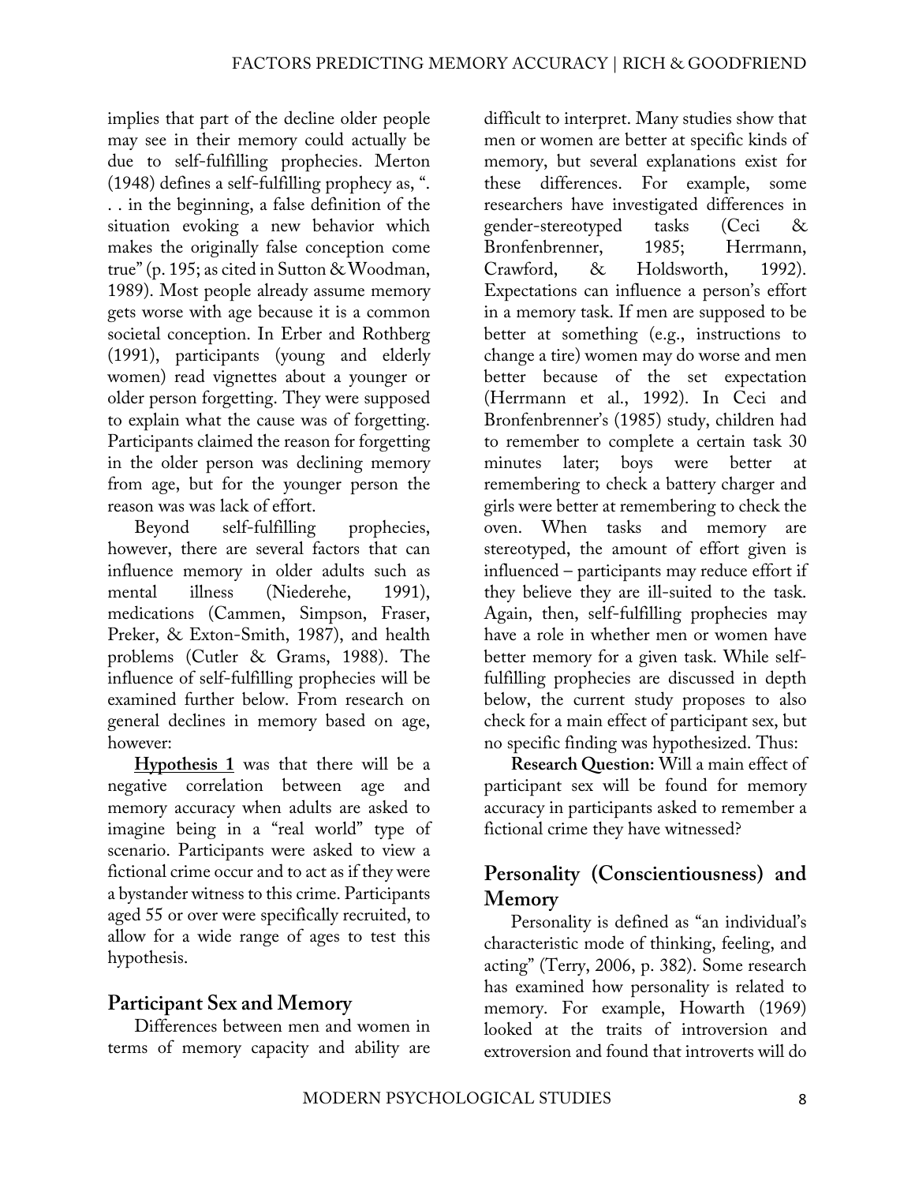implies that part of the decline older people may see in their memory could actually be due to self-fulfilling prophecies. Merton (1948) defines a self-fulfilling prophecy as, ". . . in the beginning, a false definition of the situation evoking a new behavior which makes the originally false conception come true" (p. 195; as cited in Sutton & Woodman, 1989). Most people already assume memory gets worse with age because it is a common societal conception. In Erber and Rothberg (1991), participants (young and elderly women) read vignettes about a younger or older person forgetting. They were supposed to explain what the cause was of forgetting. Participants claimed the reason for forgetting in the older person was declining memory from age, but for the younger person the reason was was lack of effort.

Beyond self-fulfilling prophecies, however, there are several factors that can influence memory in older adults such as mental illness (Niederehe, 1991), medications (Cammen, Simpson, Fraser, Preker, & Exton-Smith, 1987), and health problems (Cutler & Grams, 1988). The influence of self-fulfilling prophecies will be examined further below. From research on general declines in memory based on age, however:

**Hypothesis 1** was that there will be a negative correlation between age and memory accuracy when adults are asked to imagine being in a "real world" type of scenario. Participants were asked to view a fictional crime occur and to act as if they were a bystander witness to this crime. Participants aged 55 or over were specifically recruited, to allow for a wide range of ages to test this hypothesis.

## Participant Sex and Memory

Differences between men and women in terms of memory capacity and ability are difficult to interpret. Many studies show that men or women are better at specific kinds of memory, but several explanations exist for these differences. For example, some researchers have investigated differences in gender-stereotyped tasks (Ceci & Bronfenbrenner, 1985; Herrmann, Crawford, & Holdsworth, 1992). Expectations can influence a person's effort in a memory task. If men are supposed to be better at something (e.g., instructions to change a tire) women may do worse and men better because of the set expectation (Herrmann et al., 1992). In Ceci and Bronfenbrenner's (1985) study, children had to remember to complete a certain task 30 minutes later; boys were better at remembering to check a battery charger and girls were better at remembering to check the oven. When tasks and memory are stereotyped, the amount of effort given is influenced – participants may reduce effort if they believe they are ill-suited to the task. Again, then, self-fulfilling prophecies may have a role in whether men or women have better memory for a given task. While self-fulfilling prophecies are discussed in depth below, the current study proposes to also check for a main effect of participant sex, but no specific finding was hypothesized. Thus:

**Research Question:** Will a main effect of participant sex will be found for memory accuracy in participants asked to remember a fictional crime they have witnessed?

## Personality (Conscientiousness) and Memory

Personality is defined as "an individual's characteristic mode of thinking, feeling, and acting" (Terry, 2006, p. 382). Some research has examined how personality is related to memory. For example, Howarth (1969) looked at the traits of introversion and extroversion and found that introverts will do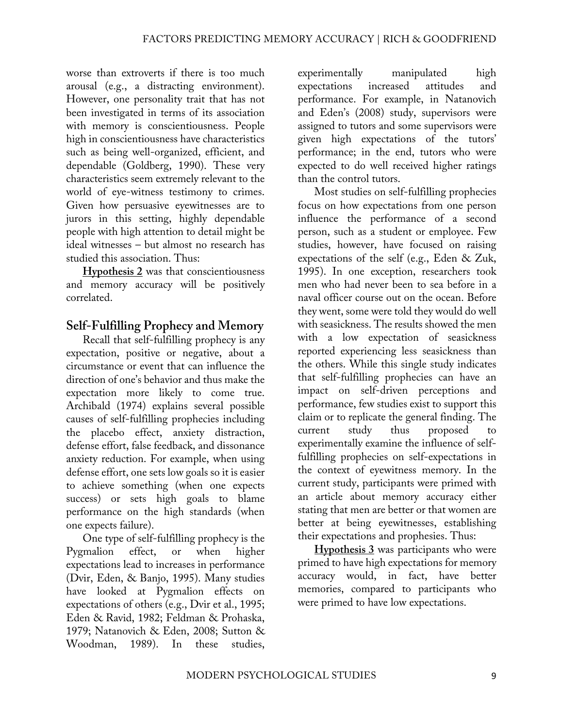worse than extroverts if there is too much arousal (e.g., a distracting environment). However, one personality trait that has not been investigated in terms of its association with memory is conscientiousness. People high in conscientiousness have characteristics such as being well-organized, efficient, and dependable (Goldberg, 1990). These very characteristics seem extremely relevant to the world of eye-witness testimony to crimes. Given how persuasive eyewitnesses are to jurors in this setting, highly dependable people with high attention to detail might be ideal witnesses – but almost no research has studied this association. Thus:

**Hypothesis 2** was that conscientiousness and memory accuracy will be positively correlated.

## Self-Fulfilling Prophecy and Memory

Recall that self-fulfilling prophecy is any expectation, positive or negative, about a circumstance or event that can influence the direction of one's behavior and thus make the expectation more likely to come true. Archibald (1974) explains several possible causes of self-fulfilling prophecies including the placebo effect, anxiety distraction, defense effort, false feedback, and dissonance anxiety reduction. For example, when using defense effort, one sets low goals so it is easier to achieve something (when one expects success) or sets high goals to blame performance on the high standards (when one expects failure).

One type of self-fulfilling prophecy is the Pygmalion effect, or when higher expectations lead to increases in performance (Dvir, Eden, & Banjo, 1995). Many studies have looked at Pygmalion effects on expectations of others (e.g., Dvir et al., 1995; Eden & Ravid, 1982; Feldman & Prohaska, 1979; Natanovich & Eden, 2008; Sutton & Woodman, 1989). In these studies, experimentally manipulated high expectations increased attitudes and performance. For example, in Natanovich and Eden's (2008) study, supervisors were assigned to tutors and some supervisors were given high expectations of the tutors' performance; in the end, tutors who were expected to do well received higher ratings than the control tutors.

Most studies on self-fulfilling prophecies focus on how expectations from one person influence the performance of a second person, such as a student or employee. Few studies, however, have focused on raising expectations of the self (e.g., Eden & Zuk, 1995). In one exception, researchers took men who had never been to sea before in a naval officer course out on the ocean. Before they went, some were told they would do well with seasickness. The results showed the men with a low expectation of seasickness reported experiencing less seasickness than the others. While this single study indicates that self-fulfilling prophecies can have an impact on self-driven perceptions and performance, few studies exist to support this claim or to replicate the general finding. The current study thus proposed to experimentally examine the influence of self-fulfilling prophecies on self-expectations in the context of eyewitness memory. In the current study, participants were primed with an article about memory accuracy either stating that men are better or that women are better at being eyewitnesses, establishing their expectations and prophesies. Thus:

**Hypothesis 3** was participants who were primed to have high expectations for memory accuracy would, in fact, have better memories, compared to participants who were primed to have low expectations.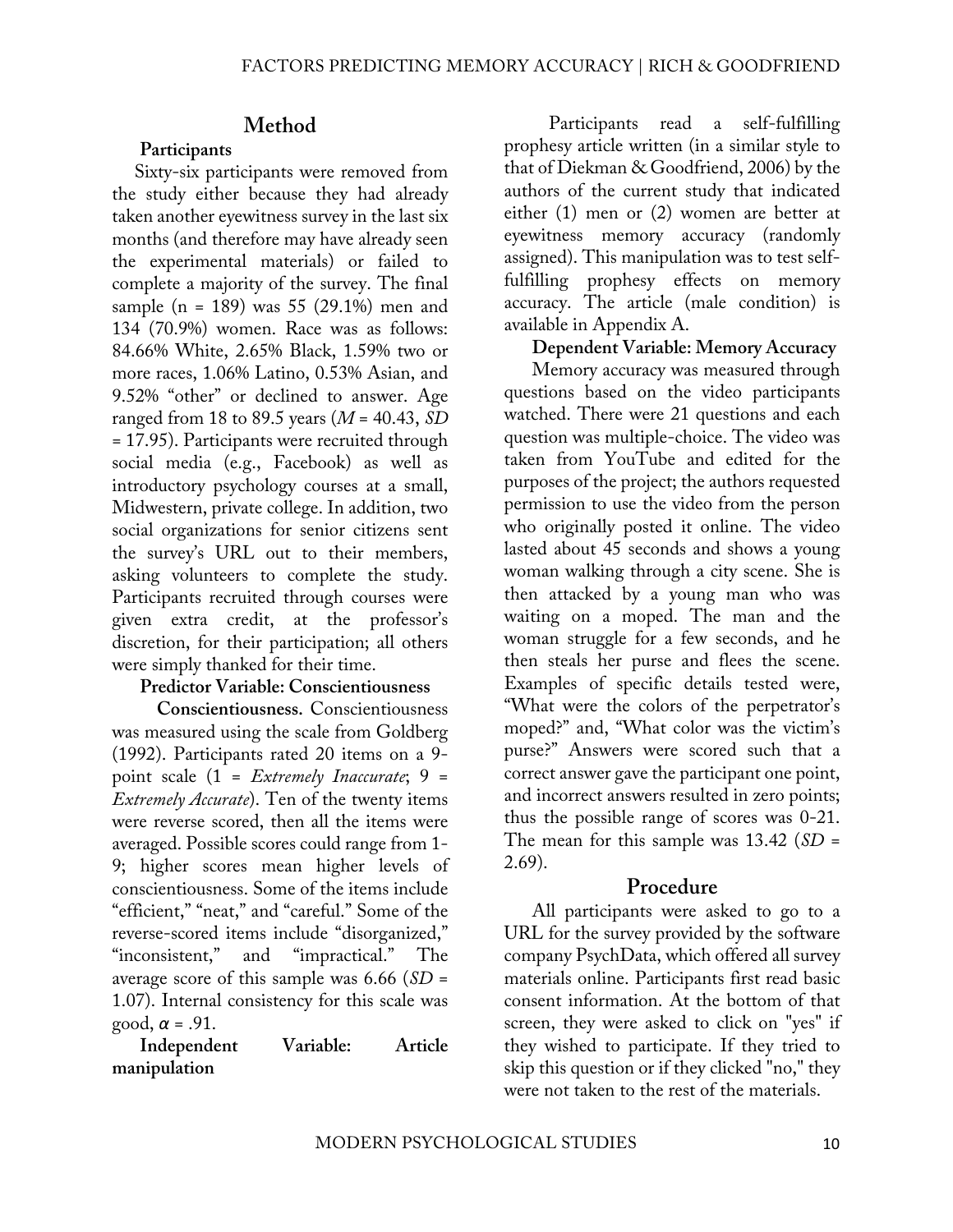## Method

### Participants

Sixty-six participants were removed from the study either because they had already taken another eyewitness survey in the last six months (and therefore may have already seen the experimental materials) or failed to complete a majority of the survey. The final sample (n = 189) was 55 (29.1%) men and 134 (70.9%) women. Race was as follows: 84.66% White, 2.65% Black, 1.59% two or more races, 1.06% Latino, 0.53% Asian, and 9.52% "other" or declined to answer. Age ranged from 18 to 89.5 years (*M* = 40.43, *SD* = 17.95). Participants were recruited through social media (e.g., Facebook) as well as introductory psychology courses at a small, Midwestern, private college. In addition, two social organizations for senior citizens sent the survey's URL out to their members, asking volunteers to complete the study. Participants recruited through courses were given extra credit, at the professor's discretion, for their participation; all others were simply thanked for their time.

### Predictor Variable: Conscientiousness

**Conscientiousness.** Conscientiousness was measured using the scale from Goldberg (1992). Participants rated 20 items on a 9-point scale (1 = *Extremely Inaccurate*; 9 = *Extremely Accurate*). Ten of the twenty items were reverse scored, then all the items were averaged. Possible scores could range from 1-9; higher scores mean higher levels of conscientiousness. Some of the items include "efficient," "neat," and "careful." Some of the reverse-scored items include "disorganized," "inconsistent," and "impractical." The average score of this sample was 6.66 (*SD* = 1.07). Internal consistency for this scale was good, $\alpha = .91$.

### Independent Variable: Article manipulation

Participants read a self-fulfilling prophesy article written (in a similar style to that of Diekman & Goodfriend, 2006) by the authors of the current study that indicated either (1) men or (2) women are better at eyewitness memory accuracy (randomly assigned). This manipulation was to test self-fulfilling prophesy effects on memory accuracy. The article (male condition) is available in Appendix A.

### Dependent Variable: Memory Accuracy

Memory accuracy was measured through questions based on the video participants watched. There were 21 questions and each question was multiple-choice. The video was taken from YouTube and edited for the purposes of the project; the authors requested permission to use the video from the person who originally posted it online. The video lasted about 45 seconds and shows a young woman walking through a city scene. She is then attacked by a young man who was waiting on a moped. The man and the woman struggle for a few seconds, and he then steals her purse and flees the scene. Examples of specific details tested were, "What were the colors of the perpetrator's moped?" and, "What color was the victim's purse?" Answers were scored such that a correct answer gave the participant one point, and incorrect answers resulted in zero points; thus the possible range of scores was 0-21. The mean for this sample was 13.42 (*SD* = 2.69).

## Procedure

All participants were asked to go to a URL for the survey provided by the software company PsychData, which offered all survey materials online. Participants first read basic consent information. At the bottom of that screen, they were asked to click on "yes" if they wished to participate. If they tried to skip this question or if they clicked "no," they were not taken to the rest of the materials.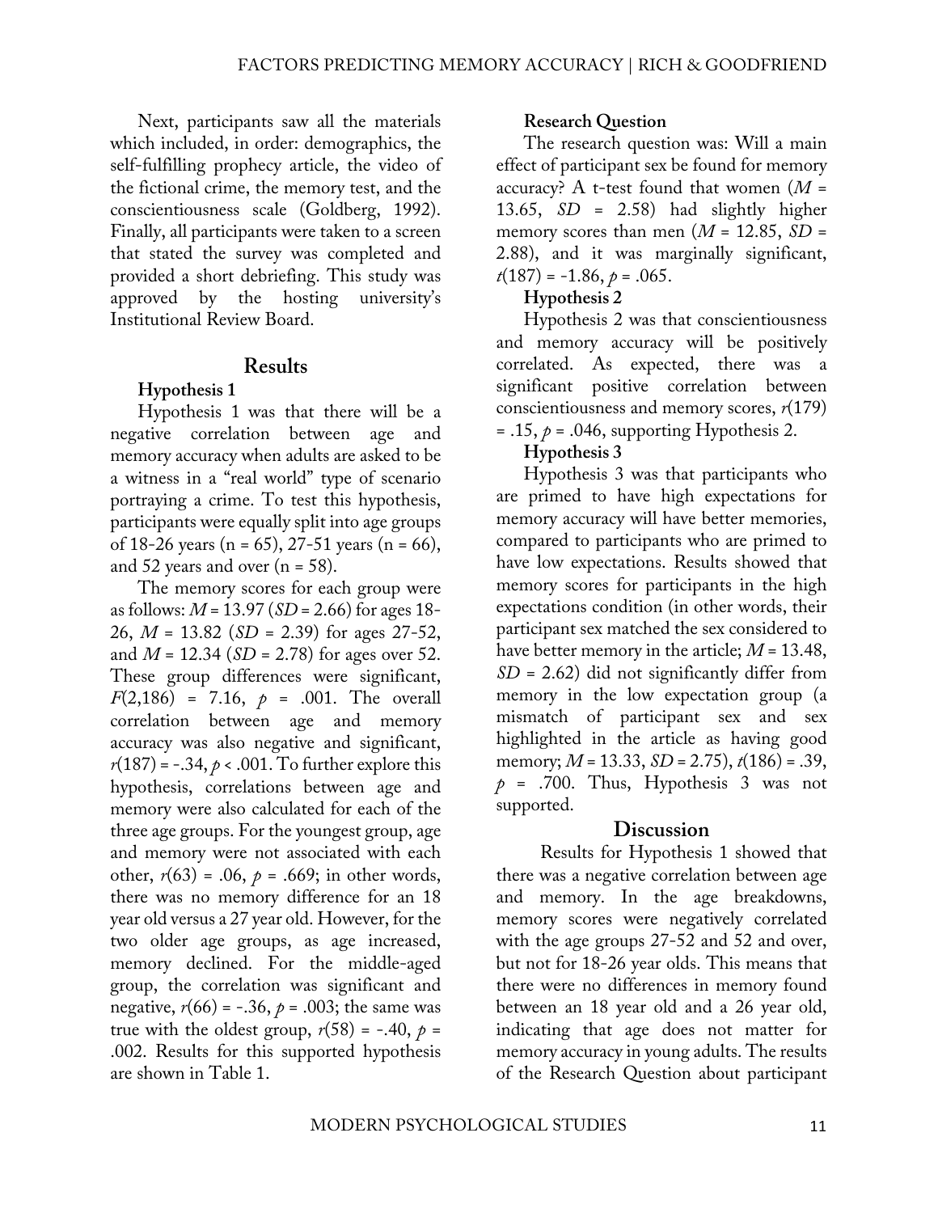Next, participants saw all the materials which included, in order: demographics, the self-fulfilling prophecy article, the video of the fictional crime, the memory test, and the conscientiousness scale (Goldberg, 1992). Finally, all participants were taken to a screen that stated the survey was completed and provided a short debriefing. This study was approved by the hosting university's Institutional Review Board.

## Results

### Hypothesis 1

Hypothesis 1 was that there will be a negative correlation between age and memory accuracy when adults are asked to be a witness in a "real world" type of scenario portraying a crime. To test this hypothesis, participants were equally split into age groups of 18-26 years (n = 65), 27-51 years (n = 66), and 52 years and over (n = 58).

The memory scores for each group were as follows: $M$ = 13.97 ($SD$ = 2.66) for ages 18-26, $M$ = 13.82 ($SD$ = 2.39) for ages 27-52, and $M$ = 12.34 ($SD$ = 2.78) for ages over 52. These group differences were significant, $F(2,186) = 7.16$, $p = .001$. The overall correlation between age and memory accuracy was also negative and significant, $r(187) = -.34$, $p < .001$. To further explore this hypothesis, correlations between age and memory were also calculated for each of the three age groups. For the youngest group, age and memory were not associated with each other, $r(63) = .06$, $p = .669$; in other words, there was no memory difference for an 18 year old versus a 27 year old. However, for the two older age groups, as age increased, memory declined. For the middle-aged group, the correlation was significant and negative, $r(66) = -.36$, $p = .003$; the same was true with the oldest group, $r(58) = -.40$, $p = .002$. Results for this supported hypothesis are shown in Table 1.

### Research Question

The research question was: Will a main effect of participant sex be found for memory accuracy? A t-test found that women ($M$ = 13.65, $SD$ = 2.58) had slightly higher memory scores than men ($M$ = 12.85, $SD$ = 2.88), and it was marginally significant, $t(187) = -1.86$, $p = .065$.

### Hypothesis 2

Hypothesis 2 was that conscientiousness and memory accuracy will be positively correlated. As expected, there was a significant positive correlation between conscientiousness and memory scores, $r(179) = .15$, $p = .046$, supporting Hypothesis 2.

### Hypothesis 3

Hypothesis 3 was that participants who are primed to have high expectations for memory accuracy will have better memories, compared to participants who are primed to have low expectations. Results showed that memory scores for participants in the high expectations condition (in other words, their participant sex matched the sex considered to have better memory in the article; $M$ = 13.48, $SD$ = 2.62) did not significantly differ from memory in the low expectation group (a mismatch of participant sex and sex highlighted in the article as having good memory; $M$ = 13.33, $SD$ = 2.75), $t(186) = .39$, $p = .700$. Thus, Hypothesis 3 was not supported.

## Discussion

Results for Hypothesis 1 showed that there was a negative correlation between age and memory. In the age breakdowns, memory scores were negatively correlated with the age groups 27-52 and 52 and over, but not for 18-26 year olds. This means that there were no differences in memory found between an 18 year old and a 26 year old, indicating that age does not matter for memory accuracy in young adults. The results of the Research Question about participant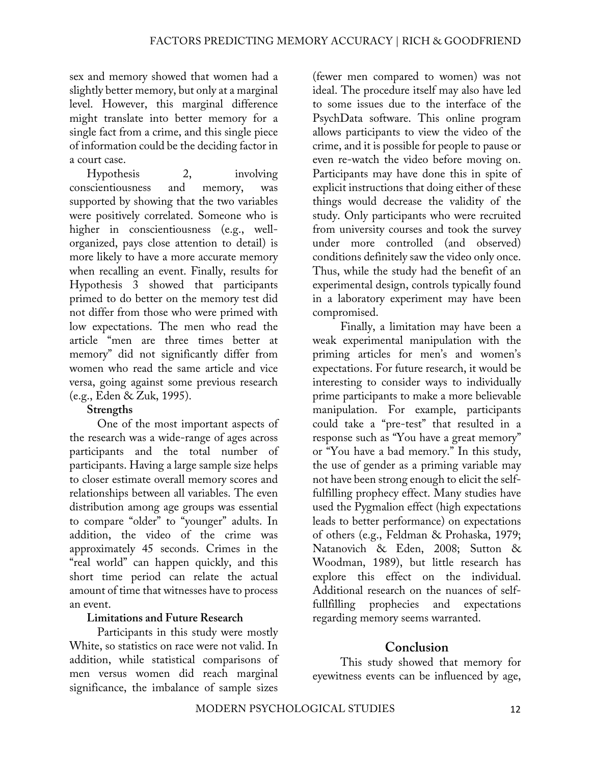sex and memory showed that women had a slightly better memory, but only at a marginal level. However, this marginal difference might translate into better memory for a single fact from a crime, and this single piece of information could be the deciding factor in a court case.

Hypothesis 2, involving conscientiousness and memory, was supported by showing that the two variables were positively correlated. Someone who is higher in conscientiousness (e.g., well-organized, pays close attention to detail) is more likely to have a more accurate memory when recalling an event. Finally, results for Hypothesis 3 showed that participants primed to do better on the memory test did not differ from those who were primed with low expectations. The men who read the article "men are three times better at memory" did not significantly differ from women who read the same article and vice versa, going against some previous research (e.g., Eden & Zuk, 1995).

### Strengths

One of the most important aspects of the research was a wide-range of ages across participants and the total number of participants. Having a large sample size helps to closer estimate overall memory scores and relationships between all variables. The even distribution among age groups was essential to compare "older" to "younger" adults. In addition, the video of the crime was approximately 45 seconds. Crimes in the "real world" can happen quickly, and this short time period can relate the actual amount of time that witnesses have to process an event.

### Limitations and Future Research

Participants in this study were mostly White, so statistics on race were not valid. In addition, while statistical comparisons of men versus women did reach marginal significance, the imbalance of sample sizes (fewer men compared to women) was not ideal. The procedure itself may also have led to some issues due to the interface of the PsychData software. This online program allows participants to view the video of the crime, and it is possible for people to pause or even re-watch the video before moving on. Participants may have done this in spite of explicit instructions that doing either of these things would decrease the validity of the study. Only participants who were recruited from university courses and took the survey under more controlled (and observed) conditions definitely saw the video only once. Thus, while the study had the benefit of an experimental design, controls typically found in a laboratory experiment may have been compromised.

Finally, a limitation may have been a weak experimental manipulation with the priming articles for men's and women's expectations. For future research, it would be interesting to consider ways to individually prime participants to make a more believable manipulation. For example, participants could take a "pre-test" that resulted in a response such as "You have a great memory" or "You have a bad memory." In this study, the use of gender as a priming variable may not have been strong enough to elicit the self-fulfilling prophecy effect. Many studies have used the Pygmalion effect (high expectations leads to better performance) on expectations of others (e.g., Feldman & Prohaska, 1979; Natanovich & Eden, 2008; Sutton & Woodman, 1989), but little research has explore this effect on the individual. Additional research on the nuances of self-fullfilling prophecies and expectations regarding memory seems warranted.

## Conclusion

This study showed that memory for eyewitness events can be influenced by age,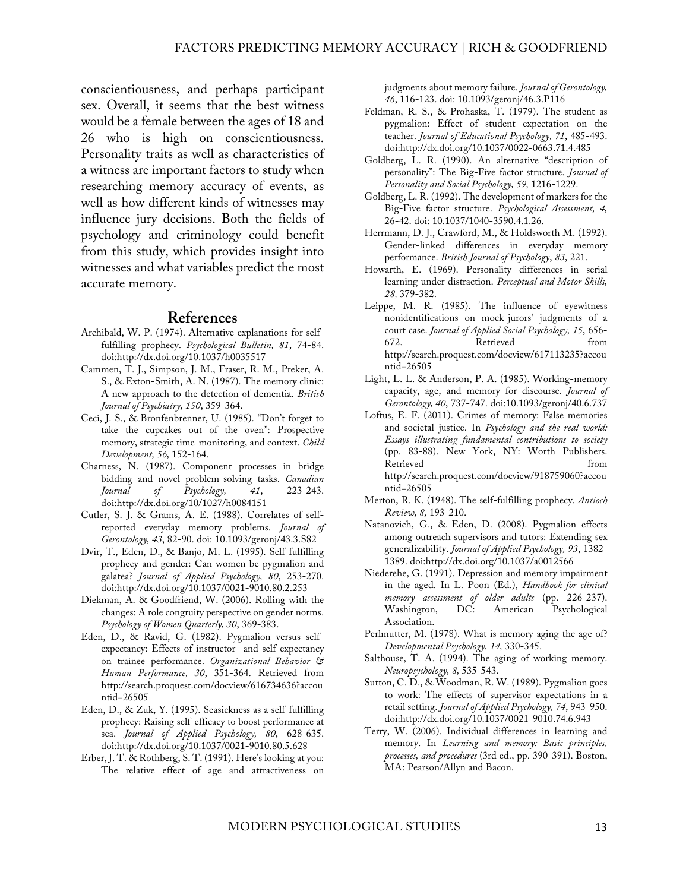conscientiousness, and perhaps participant sex. Overall, it seems that the best witness would be a female between the ages of 18 and 26 who is high on conscientiousness. Personality traits as well as characteristics of a witness are important factors to study when researching memory accuracy of events, as well as how different kinds of witnesses may influence jury decisions. Both the fields of psychology and criminology could benefit from this study, which provides insight into witnesses and what variables predict the most accurate memory.

## References

Archibald, W. P. (1974). Alternative explanations for self-fulfilling prophecy. *Psychological Bulletin, 81*, 74-84. doi:http://dx.doi.org/10.1037/h0035517

Cammen, T. J., Simpson, J. M., Fraser, R. M., Preker, A. S., & Exton-Smith, A. N. (1987). The memory clinic: A new approach to the detection of dementia. *British Journal of Psychiatry, 150*, 359-364.

Ceci, J. S., & Bronfenbrenner, U. (1985). "Don't forget to take the cupcakes out of the oven": Prospective memory, strategic time-monitoring, and context. *Child Development, 56,* 152-164.

Charness, N. (1987). Component processes in bridge bidding and novel problem-solving tasks. *Canadian Journal of Psychology, 41*, 223-243. doi:http://dx.doi.org/10/1027/h0084151

Cutler, S. J. & Grams, A. E. (1988). Correlates of self-reported everyday memory problems. *Journal of Gerontology, 43*, 82-90. doi: 10.1093/geronj/43.3.S82

Dvir, T., Eden, D., & Banjo, M. L. (1995). Self-fulfilling prophecy and gender: Can women be pygmalion and galatea? *Journal of Applied Psychology, 80*, 253-270. doi:http://dx.doi.org/10.1037/0021-9010.80.2.253

Diekman, A. & Goodfriend, W. (2006). Rolling with the changes: A role congruity perspective on gender norms. *Psychology of Women Quarterly, 30*, 369-383.

Eden, D., & Ravid, G. (1982). Pygmalion versus self-expectancy: Effects of instructor- and self-expectancy on trainee performance. *Organizational Behavior & Human Performance, 30*, 351-364. Retrieved from http://search.proquest.com/docview/616734636?accountid=26505

Eden, D., & Zuk, Y. (1995). Seasickness as a self-fulfilling prophecy: Raising self-efficacy to boost performance at sea. *Journal of Applied Psychology, 80*, 628-635. doi:http://dx.doi.org/10.1037/0021-9010.80.5.628

Erber, J. T. & Rothberg, S. T. (1991). Here's looking at you: The relative effect of age and attractiveness on judgments about memory failure. *Journal of Gerontology, 46*, 116-123. doi: 10.1093/geronj/46.3.P116

Feldman, R. S., & Prohaska, T. (1979). The student as pygmalion: Effect of student expectation on the teacher. *Journal of Educational Psychology, 71*, 485-493. doi:http://dx.doi.org/10.1037/0022-0663.71.4.485

Goldberg, L. R. (1990). An alternative "description of personality": The Big-Five factor structure. *Journal of Personality and Social Psychology, 59,* 1216-1229.

Goldberg, L. R. (1992). The development of markers for the Big-Five factor structure. *Psychological Assessment, 4,* 26-42. doi: 10.1037/1040-3590.4.1.26.

Herrmann, D. J., Crawford, M., & Holdsworth M. (1992). Gender-linked differences in everyday memory performance. *British Journal of Psychology*, *83*, 221.

Howarth, E. (1969). Personality differences in serial learning under distraction. *Perceptual and Motor Skills, 28*, 379-382.

Leippe, M. R. (1985). The influence of eyewitness nonidentifications on mock-jurors' judgments of a court case. *Journal of Applied Social Psychology, 15*, 656-672. Retrieved from http://search.proquest.com/docview/617113235?accountid=26505

Light, L. L. & Anderson, P. A. (1985). Working-memory capacity, age, and memory for discourse. *Journal of Gerontology, 40*, 737-747. doi:10.1093/geronj/40.6.737

Loftus, E. F. (2011). Crimes of memory: False memories and societal justice. In *Psychology and the real world: Essays illustrating fundamental contributions to society* (pp. 83-88). New York, NY: Worth Publishers. Retrieved from http://search.proquest.com/docview/918759060?accountid=26505

Merton, R. K. (1948). The self-fulfilling prophecy. *Antioch Review, 8*, 193-210.

Natanovich, G., & Eden, D. (2008). Pygmalion effects among outreach supervisors and tutors: Extending sex generalizability. *Journal of Applied Psychology, 93*, 1382-1389. doi:http://dx.doi.org/10.1037/a0012566

Niederehe, G. (1991). Depression and memory impairment in the aged. In L. Poon (Ed.), *Handbook for clinical memory assessment of older adults* (pp. 226-237). Washington, DC: American Psychological Association.

Perlmutter, M. (1978). What is memory aging the age of? *Developmental Psychology, 14,* 330-345.

Salthouse, T. A. (1994). The aging of working memory. *Neuropsychology, 8,* 535-543.

Sutton, C. D., & Woodman, R. W. (1989). Pygmalion goes to work: The effects of supervisor expectations in a retail setting. *Journal of Applied Psychology, 74*, 943-950. doi:http://dx.doi.org/10.1037/0021-9010.74.6.943

Terry, W. (2006). Individual differences in learning and memory. In *Learning and memory: Basic principles, processes, and procedures* (3rd ed., pp. 390-391). Boston, MA: Pearson/Allyn and Bacon.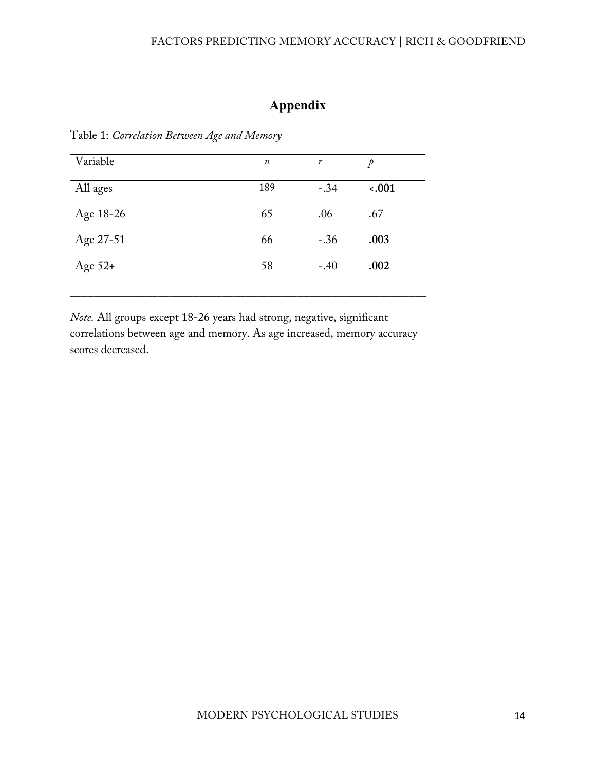# Appendix

Table 1: *Correlation Between Age and Memory*

| Variable | *n* | *r* | *p* |
|---|---|---|---|
| All ages | 189 | -.34 | **<.001** |
| Age 18-26 | 65 | .06 | .67 |
| Age 27-51 | 66 | -.36 | **.003** |
| Age 52+ | 58 | -.40 | **.002** |

*Note.* All groups except 18-26 years had strong, negative, significant correlations between age and memory. As age increased, memory accuracy scores decreased.